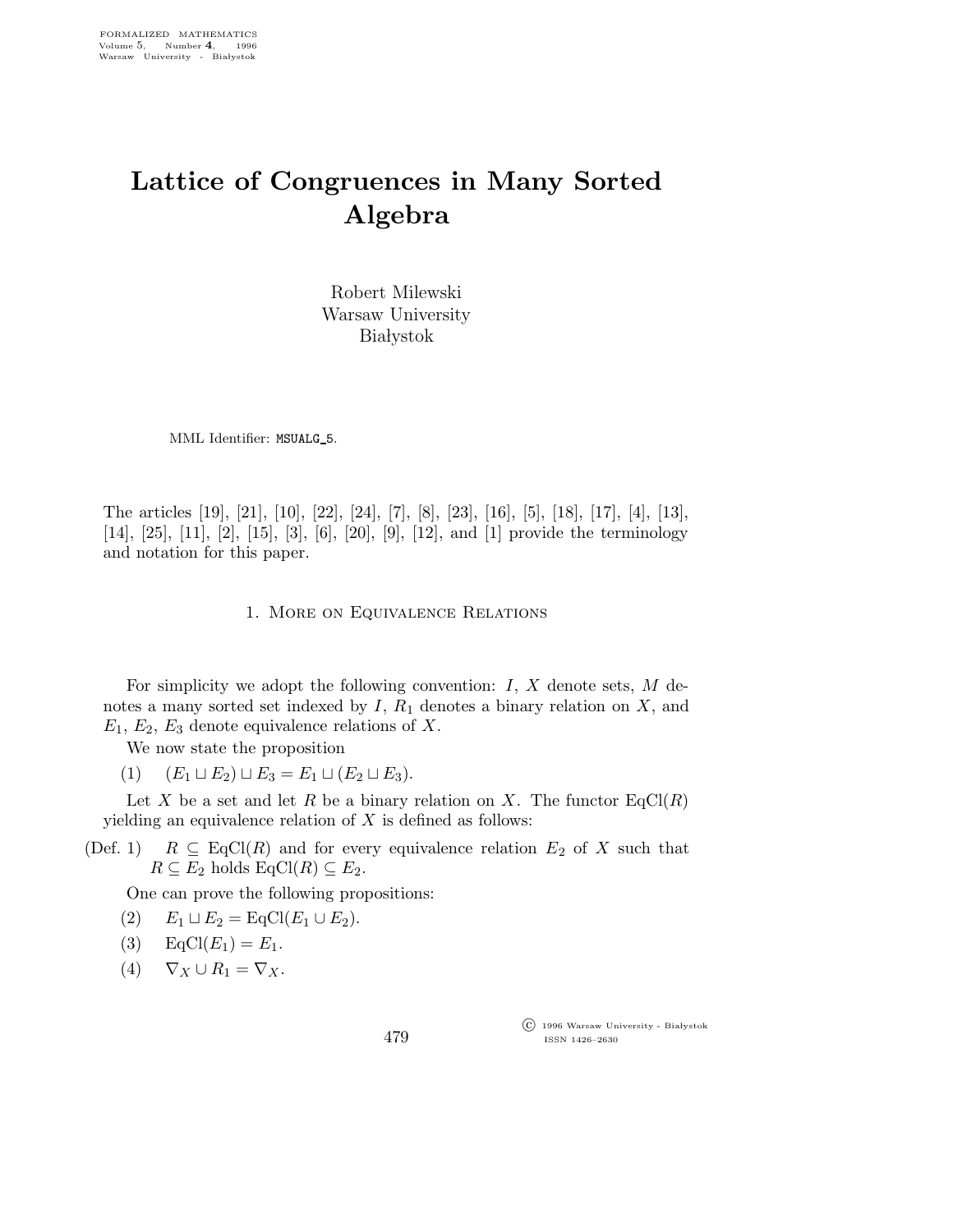# Lattice of Congruences in Many Sorted Algebra

Robert Milewski
Warsaw University
Białystok

MML Identifier: MSUALG_5.

The articles [19], [21], [10], [22], [24], [7], [8], [23], [16], [5], [18], [17], [4], [13], [14], [25], [11], [2], [15], [3], [6], [20], [9], [12], and [1] provide the terminology and notation for this paper.

## 1. More on Equivalence Relations

For simplicity we adopt the following convention: $I$, $X$ denote sets, $M$ denotes a many sorted set indexed by $I$, $R_1$ denotes a binary relation on $X$, and $E_1$, $E_2$, $E_3$ denote equivalence relations of $X$.

We now state the proposition

(1) $(E_1 \sqcup E_2) \sqcup E_3 = E_1 \sqcup (E_2 \sqcup E_3)$.

Let $X$ be a set and let $R$ be a binary relation on $X$. The functor $\mathrm{EqCl}(R)$ yielding an equivalence relation of $X$ is defined as follows:

(Def. 1) $R \subseteq \mathrm{EqCl}(R)$ and for every equivalence relation $E_2$ of $X$ such that $R \subseteq E_2$ holds $\mathrm{EqCl}(R) \subseteq E_2$.

One can prove the following propositions:

(2) $E_1 \sqcup E_2 = \mathrm{EqCl}(E_1 \cup E_2)$.

(3) $\mathrm{EqCl}(E_1) = E_1$.

(4) $\nabla_X \cup R_1 = \nabla_X$.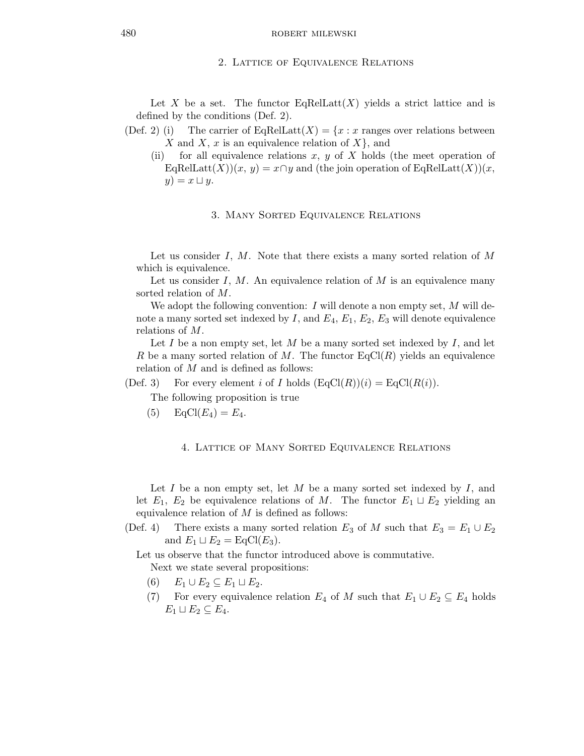## 2. Lattice of Equivalence Relations

Let $X$ be a set. The functor $\mathrm{EqRelLatt}(X)$ yields a strict lattice and is defined by the conditions (Def. 2).

(Def. 2) (i) The carrier of $\mathrm{EqRelLatt}(X) = \{x : x$ ranges over relations between $X$ and $X$, $x$ is an equivalence relation of $X\}$, and

(ii) for all equivalence relations $x$, $y$ of $X$ holds (the meet operation of $\mathrm{EqRelLatt}(X))(x, y) = x \cap y$ and (the join operation of $\mathrm{EqRelLatt}(X))(x, y) = x \sqcup y$.

## 3. Many Sorted Equivalence Relations

Let us consider $I$, $M$. Note that there exists a many sorted relation of $M$ which is equivalence.

Let us consider $I$, $M$. An equivalence relation of $M$ is an equivalence many sorted relation of $M$.

We adopt the following convention: $I$ will denote a non empty set, $M$ will denote a many sorted set indexed by $I$, and $E_4$, $E_1$, $E_2$, $E_3$ will denote equivalence relations of $M$.

Let $I$ be a non empty set, let $M$ be a many sorted set indexed by $I$, and let $R$ be a many sorted relation of $M$. The functor $\mathrm{EqCl}(R)$ yields an equivalence relation of $M$ and is defined as follows:

(Def. 3) For every element $i$ of $I$ holds $(\mathrm{EqCl}(R))(i) = \mathrm{EqCl}(R(i))$.

The following proposition is true

(5) $\mathrm{EqCl}(E_4) = E_4$.

## 4. Lattice of Many Sorted Equivalence Relations

Let $I$ be a non empty set, let $M$ be a many sorted set indexed by $I$, and let $E_1$, $E_2$ be equivalence relations of $M$. The functor $E_1 \sqcup E_2$ yielding an equivalence relation of $M$ is defined as follows:

(Def. 4) There exists a many sorted relation $E_3$ of $M$ such that $E_3 = E_1 \cup E_2$ and $E_1 \sqcup E_2 = \mathrm{EqCl}(E_3)$.

Let us observe that the functor introduced above is commutative.

Next we state several propositions:

(6) $E_1 \cup E_2 \subseteq E_1 \sqcup E_2$.

(7) For every equivalence relation $E_4$ of $M$ such that $E_1 \cup E_2 \subseteq E_4$ holds $E_1 \sqcup E_2 \subseteq E_4$.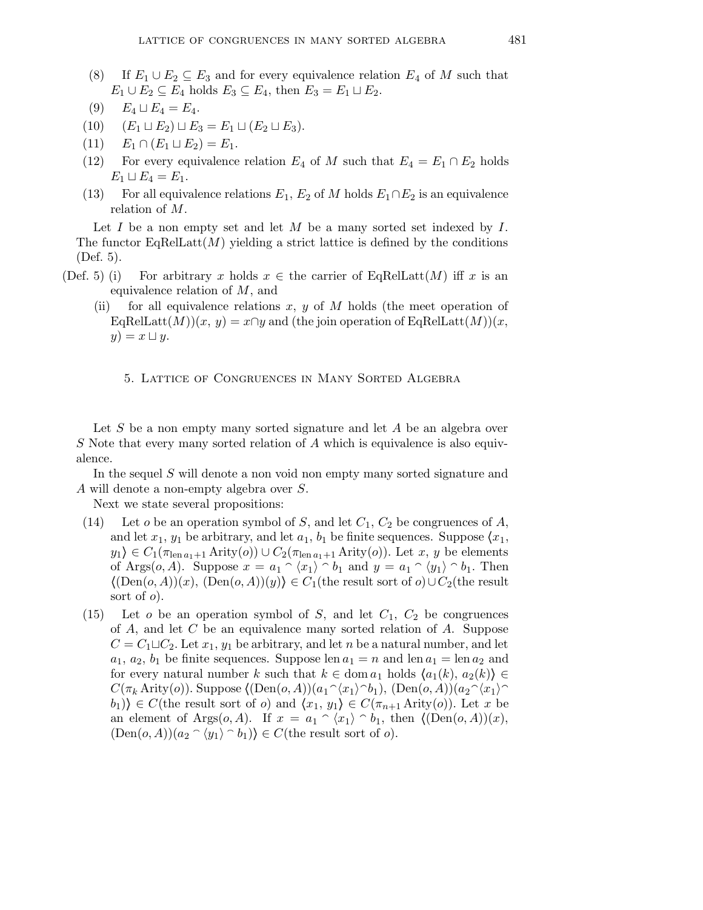(8) If $E_1 \cup E_2 \subseteq E_3$ and for every equivalence relation $E_4$ of $M$ such that $E_1 \cup E_2 \subseteq E_4$ holds $E_3 \subseteq E_4$, then $E_3 = E_1 \sqcup E_2$.

(9) $E_4 \sqcup E_4 = E_4$.

(10) $(E_1 \sqcup E_2) \sqcup E_3 = E_1 \sqcup (E_2 \sqcup E_3)$.

(11) $E_1 \cap (E_1 \sqcup E_2) = E_1$.

(12) For every equivalence relation $E_4$ of $M$ such that $E_4 = E_1 \cap E_2$ holds $E_1 \sqcup E_4 = E_1$.

(13) For all equivalence relations $E_1$, $E_2$ of $M$ holds $E_1 \cap E_2$ is an equivalence relation of $M$.

Let $I$ be a non empty set and let $M$ be a many sorted set indexed by $I$. The functor $\mathrm{EqRelLatt}(M)$ yielding a strict lattice is defined by the conditions (Def. 5).

(Def. 5) (i) For arbitrary $x$ holds $x \in$ the carrier of $\mathrm{EqRelLatt}(M)$ iff $x$ is an equivalence relation of $M$, and

(ii) for all equivalence relations $x$, $y$ of $M$ holds (the meet operation of $\mathrm{EqRelLatt}(M))(x, y) = x \cap y$ and (the join operation of $\mathrm{EqRelLatt}(M))(x, y) = x \sqcup y$.

## 5. Lattice of Congruences in Many Sorted Algebra

Let $S$ be a non empty many sorted signature and let $A$ be an algebra over $S$ Note that every many sorted relation of $A$ which is equivalence is also equivalence.

In the sequel $S$ will denote a non void non empty many sorted signature and $A$ will denote a non-empty algebra over $S$.

Next we state several propositions:

(14) Let $o$ be an operation symbol of $S$, and let $C_1$, $C_2$ be congruences of $A$, and let $x_1$, $y_1$ be arbitrary, and let $a_1$, $b_1$ be finite sequences. Suppose $\langle x_1, y_1 \rangle \in C_1(\pi_{\mathrm{len}\, a_1 + 1} \mathrm{Arity}(o)) \cup C_2(\pi_{\mathrm{len}\, a_1+1} \mathrm{Arity}(o))$. Let $x$, $y$ be elements of $\mathrm{Args}(o, A)$. Suppose $x = a_1 \frown \langle x_1 \rangle \frown b_1$ and $y = a_1 \frown \langle y_1 \rangle \frown b_1$. Then $\langle (\mathrm{Den}(o, A))(x), (\mathrm{Den}(o, A))(y) \rangle \in C_1$(the result sort of $o$)$\cup C_2$(the result sort of $o$).

(15) Let $o$ be an operation symbol of $S$, and let $C_1$, $C_2$ be congruences of $A$, and let $C$ be an equivalence many sorted relation of $A$. Suppose $C = C_1 \sqcup C_2$. Let $x_1$, $y_1$ be arbitrary, and let $n$ be a natural number, and let $a_1$, $a_2$, $b_1$ be finite sequences. Suppose $\mathrm{len}\, a_1 = n$ and $\mathrm{len}\, a_1 = \mathrm{len}\, a_2$ and for every natural number $k$ such that $k \in \mathrm{dom}\, a_1$ holds $\langle a_1(k), a_2(k) \rangle \in C(\pi_k \mathrm{Arity}(o))$. Suppose $\langle (\mathrm{Den}(o, A))(a_1 \frown \langle x_1 \rangle \frown b_1), (\mathrm{Den}(o, A))(a_2 \frown \langle x_1 \rangle \frown b_1) \rangle \in C$(the result sort of $o$) and $\langle x_1, y_1 \rangle \in C(\pi_{n+1} \mathrm{Arity}(o))$. Let $x$ be an element of $\mathrm{Args}(o, A)$. If $x = a_1 \frown \langle x_1 \rangle \frown b_1$, then $\langle (\mathrm{Den}(o, A))(x), (\mathrm{Den}(o, A))(a_2 \frown \langle y_1 \rangle \frown b_1) \rangle \in C$(the result sort of $o$).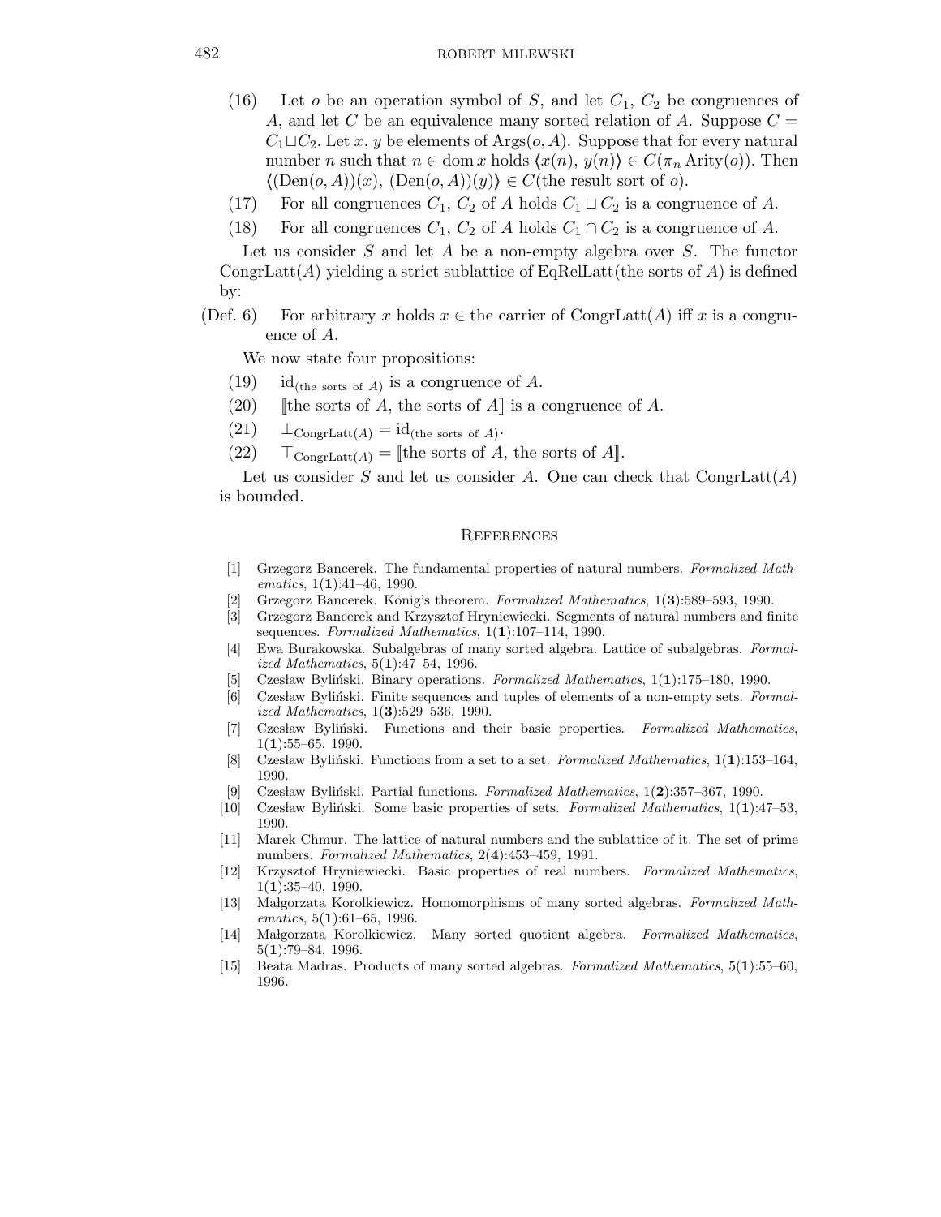(16) Let $o$ be an operation symbol of $S$, and let $C_1$, $C_2$ be congruences of $A$, and let $C$ be an equivalence many sorted relation of $A$. Suppose $C = C_1 \sqcup C_2$. Let $x$, $y$ be elements of $\mathrm{Args}(o, A)$. Suppose that for every natural number $n$ such that $n \in \mathrm{dom}\, x$ holds $\langle x(n), y(n) \rangle \in C(\pi_n \mathrm{Arity}(o))$. Then $\langle (\mathrm{Den}(o, A))(x), (\mathrm{Den}(o, A))(y) \rangle \in C(\text{the result sort of } o)$.

(17) For all congruences $C_1$, $C_2$ of $A$ holds $C_1 \sqcup C_2$ is a congruence of $A$.

(18) For all congruences $C_1$, $C_2$ of $A$ holds $C_1 \cap C_2$ is a congruence of $A$.

Let us consider $S$ and let $A$ be a non-empty algebra over $S$. The functor $\mathrm{CongrLatt}(A)$ yielding a strict sublattice of $\mathrm{EqRelLatt}(\text{the sorts of } A)$ is defined by:

(Def. 6) For arbitrary $x$ holds $x \in$ the carrier of $\mathrm{CongrLatt}(A)$ iff $x$ is a congruence of $A$.

We now state four propositions:

(19) $\mathrm{id}_{(\text{the sorts of } A)}$ is a congruence of $A$.

(20) $[\![\text{the sorts of } A, \text{the sorts of } A]\!]$ is a congruence of $A$.

(21) $\perp_{\mathrm{CongrLatt}(A)} = \mathrm{id}_{(\text{the sorts of } A)}$.

(22) $\top_{\mathrm{CongrLatt}(A)} = [\![\text{the sorts of } A, \text{the sorts of } A]\!]$.

Let us consider $S$ and let us consider $A$. One can check that $\mathrm{CongrLatt}(A)$ is bounded.

## References

[1] Grzegorz Bancerek. The fundamental properties of natural numbers. *Formalized Mathematics*, 1(**1**):41–46, 1990.

[2] Grzegorz Bancerek. König's theorem. *Formalized Mathematics*, 1(**3**):589–593, 1990.

[3] Grzegorz Bancerek and Krzysztof Hryniewiecki. Segments of natural numbers and finite sequences. *Formalized Mathematics*, 1(**1**):107–114, 1990.

[4] Ewa Burakowska. Subalgebras of many sorted algebra. Lattice of subalgebras. *Formalized Mathematics*, 5(**1**):47–54, 1996.

[5] Czesław Byliński. Binary operations. *Formalized Mathematics*, 1(**1**):175–180, 1990.

[6] Czesław Byliński. Finite sequences and tuples of elements of a non-empty sets. *Formalized Mathematics*, 1(**3**):529–536, 1990.

[7] Czesław Byliński. Functions and their basic properties. *Formalized Mathematics*, 1(**1**):55–65, 1990.

[8] Czesław Byliński. Functions from a set to a set. *Formalized Mathematics*, 1(**1**):153–164, 1990.

[9] Czesław Byliński. Partial functions. *Formalized Mathematics*, 1(**2**):357–367, 1990.

[10] Czesław Byliński. Some basic properties of sets. *Formalized Mathematics*, 1(**1**):47–53, 1990.

[11] Marek Chmur. The lattice of natural numbers and the sublattice of it. The set of prime numbers. *Formalized Mathematics*, 2(**4**):453–459, 1991.

[12] Krzysztof Hryniewiecki. Basic properties of real numbers. *Formalized Mathematics*, 1(**1**):35–40, 1990.

[13] Małgorzata Korolkiewicz. Homomorphisms of many sorted algebras. *Formalized Mathematics*, 5(**1**):61–65, 1996.

[14] Małgorzata Korolkiewicz. Many sorted quotient algebra. *Formalized Mathematics*, 5(**1**):79–84, 1996.

[15] Beata Madras. Products of many sorted algebras. *Formalized Mathematics*, 5(**1**):55–60, 1996.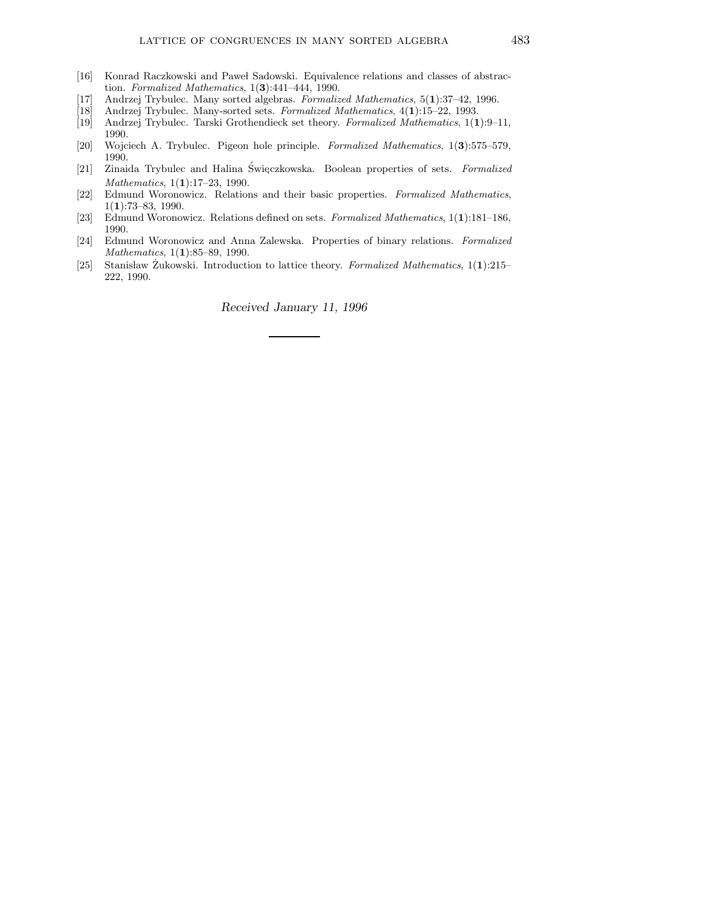[16] Konrad Raczkowski and Paweł Sadowski. Equivalence relations and classes of abstraction. *Formalized Mathematics*, 1(**3**):441–444, 1990.

[17] Andrzej Trybulec. Many sorted algebras. *Formalized Mathematics*, 5(**1**):37–42, 1996.

[18] Andrzej Trybulec. Many-sorted sets. *Formalized Mathematics*, 4(**1**):15–22, 1993.

[19] Andrzej Trybulec. Tarski Grothendieck set theory. *Formalized Mathematics*, 1(**1**):9–11, 1990.

[20] Wojciech A. Trybulec. Pigeon hole principle. *Formalized Mathematics*, 1(**3**):575–579, 1990.

[21] Zinaida Trybulec and Halina Święczkowska. Boolean properties of sets. *Formalized Mathematics*, 1(**1**):17–23, 1990.

[22] Edmund Woronowicz. Relations and their basic properties. *Formalized Mathematics*, 1(**1**):73–83, 1990.

[23] Edmund Woronowicz. Relations defined on sets. *Formalized Mathematics*, 1(**1**):181–186, 1990.

[24] Edmund Woronowicz and Anna Zalewska. Properties of binary relations. *Formalized Mathematics*, 1(**1**):85–89, 1990.

[25] Stanisław Żukowski. Introduction to lattice theory. *Formalized Mathematics*, 1(**1**):215–222, 1990.

*Received January 11, 1996*